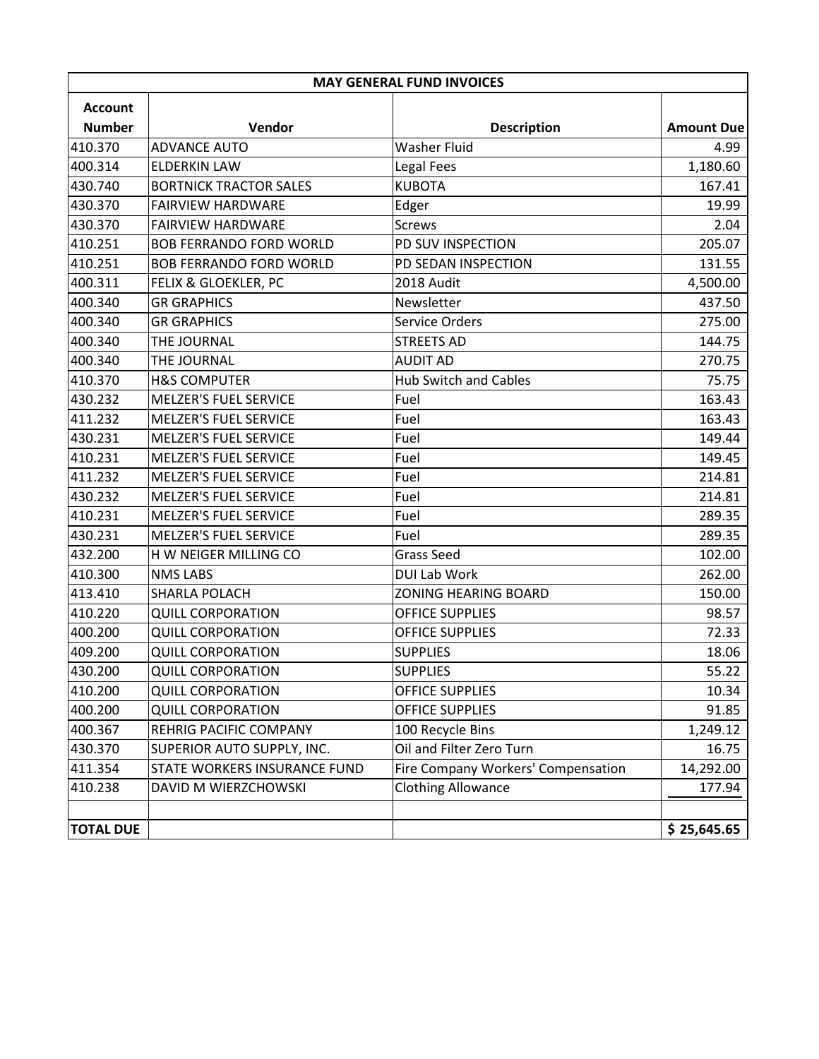| MAY GENERAL FUND INVOICES | | | |
|---|---|---|---|
| **Account Number** | **Vendor** | **Description** | **Amount Due** |
| 410.370 | ADVANCE AUTO | Washer Fluid | 4.99 |
| 400.314 | ELDERKIN LAW | Legal Fees | 1,180.60 |
| 430.740 | BORTNICK TRACTOR SALES | KUBOTA | 167.41 |
| 430.370 | FAIRVIEW HARDWARE | Edger | 19.99 |
| 430.370 | FAIRVIEW HARDWARE | Screws | 2.04 |
| 410.251 | BOB FERRANDO FORD WORLD | PD SUV INSPECTION | 205.07 |
| 410.251 | BOB FERRANDO FORD WORLD | PD SEDAN INSPECTION | 131.55 |
| 400.311 | FELIX & GLOEKLER, PC | 2018 Audit | 4,500.00 |
| 400.340 | GR GRAPHICS | Newsletter | 437.50 |
| 400.340 | GR GRAPHICS | Service Orders | 275.00 |
| 400.340 | THE JOURNAL | STREETS AD | 144.75 |
| 400.340 | THE JOURNAL | AUDIT AD | 270.75 |
| 410.370 | H&S COMPUTER | Hub Switch and Cables | 75.75 |
| 430.232 | MELZER'S FUEL SERVICE | Fuel | 163.43 |
| 411.232 | MELZER'S FUEL SERVICE | Fuel | 163.43 |
| 430.231 | MELZER'S FUEL SERVICE | Fuel | 149.44 |
| 410.231 | MELZER'S FUEL SERVICE | Fuel | 149.45 |
| 411.232 | MELZER'S FUEL SERVICE | Fuel | 214.81 |
| 430.232 | MELZER'S FUEL SERVICE | Fuel | 214.81 |
| 410.231 | MELZER'S FUEL SERVICE | Fuel | 289.35 |
| 430.231 | MELZER'S FUEL SERVICE | Fuel | 289.35 |
| 432.200 | H W NEIGER MILLING CO | Grass Seed | 102.00 |
| 410.300 | NMS LABS | DUI Lab Work | 262.00 |
| 413.410 | SHARLA POLACH | ZONING HEARING BOARD | 150.00 |
| 410.220 | QUILL CORPORATION | OFFICE SUPPLIES | 98.57 |
| 400.200 | QUILL CORPORATION | OFFICE SUPPLIES | 72.33 |
| 409.200 | QUILL CORPORATION | SUPPLIES | 18.06 |
| 430.200 | QUILL CORPORATION | SUPPLIES | 55.22 |
| 410.200 | QUILL CORPORATION | OFFICE SUPPLIES | 10.34 |
| 400.200 | QUILL CORPORATION | OFFICE SUPPLIES | 91.85 |
| 400.367 | REHRIG PACIFIC COMPANY | 100 Recycle Bins | 1,249.12 |
| 430.370 | SUPERIOR AUTO SUPPLY, INC. | Oil and Filter Zero Turn | 16.75 |
| 411.354 | STATE WORKERS INSURANCE FUND | Fire Company Workers' Compensation | 14,292.00 |
| 410.238 | DAVID M WIERZCHOWSKI | Clothing Allowance | 177.94 |
| | | | |
| **TOTAL DUE** | | | **$ 25,645.65** |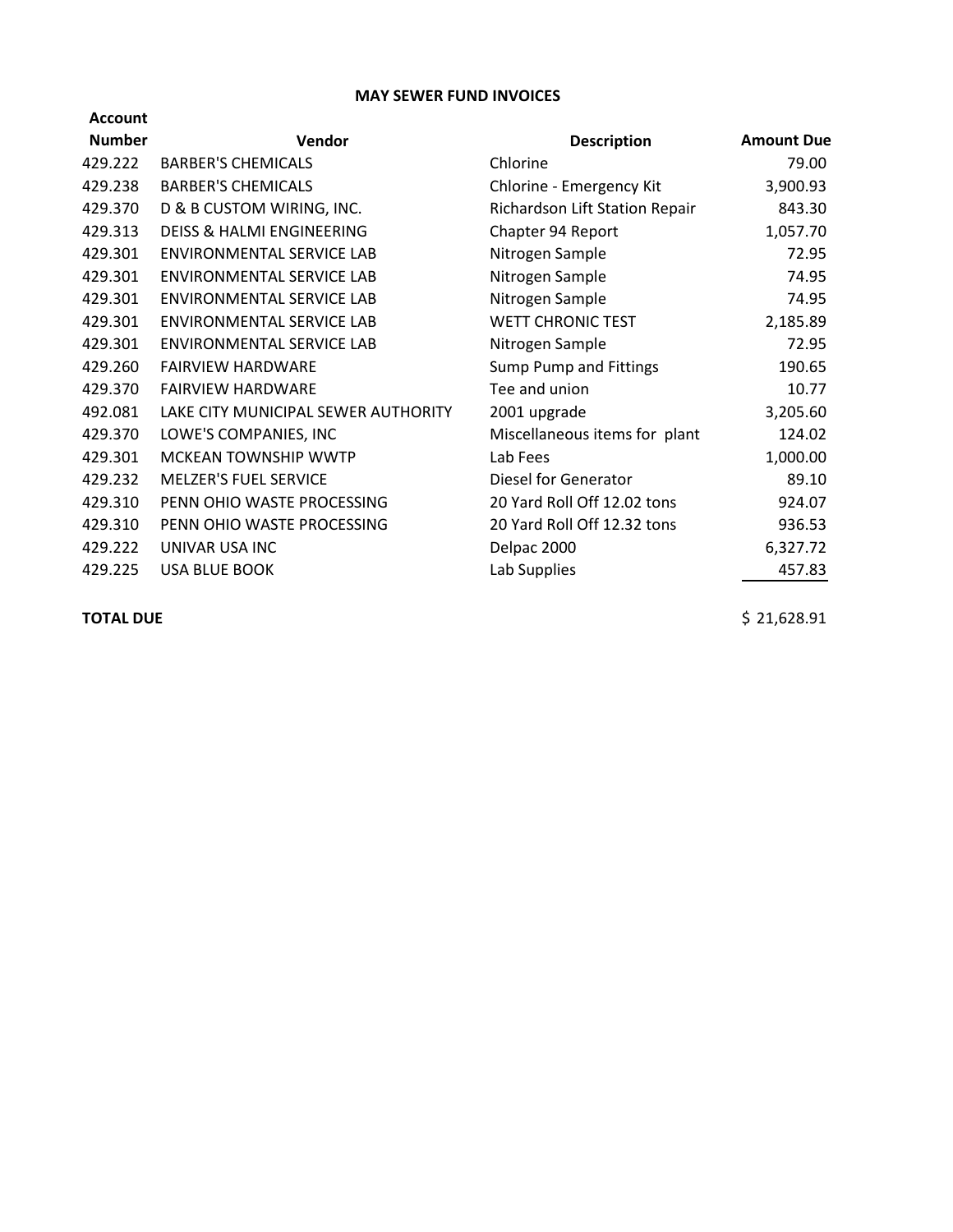## MAY SEWER FUND INVOICES

| Account Number | Vendor | Description | Amount Due |
|---|---|---|---|
| 429.222 | BARBER'S CHEMICALS | Chlorine | 79.00 |
| 429.238 | BARBER'S CHEMICALS | Chlorine - Emergency Kit | 3,900.93 |
| 429.370 | D & B CUSTOM WIRING, INC. | Richardson Lift Station Repair | 843.30 |
| 429.313 | DEISS & HALMI ENGINEERING | Chapter 94 Report | 1,057.70 |
| 429.301 | ENVIRONMENTAL SERVICE LAB | Nitrogen Sample | 72.95 |
| 429.301 | ENVIRONMENTAL SERVICE LAB | Nitrogen Sample | 74.95 |
| 429.301 | ENVIRONMENTAL SERVICE LAB | Nitrogen Sample | 74.95 |
| 429.301 | ENVIRONMENTAL SERVICE LAB | WETT CHRONIC TEST | 2,185.89 |
| 429.301 | ENVIRONMENTAL SERVICE LAB | Nitrogen Sample | 72.95 |
| 429.260 | FAIRVIEW HARDWARE | Sump Pump and Fittings | 190.65 |
| 429.370 | FAIRVIEW HARDWARE | Tee and union | 10.77 |
| 492.081 | LAKE CITY MUNICIPAL SEWER AUTHORITY | 2001 upgrade | 3,205.60 |
| 429.370 | LOWE'S COMPANIES, INC | Miscellaneous items for plant | 124.02 |
| 429.301 | MCKEAN TOWNSHIP WWTP | Lab Fees | 1,000.00 |
| 429.232 | MELZER'S FUEL SERVICE | Diesel for Generator | 89.10 |
| 429.310 | PENN OHIO WASTE PROCESSING | 20 Yard Roll Off 12.02 tons | 924.07 |
| 429.310 | PENN OHIO WASTE PROCESSING | 20 Yard Roll Off 12.32 tons | 936.53 |
| 429.222 | UNIVAR USA INC | Delpac 2000 | 6,327.72 |
| 429.225 | USA BLUE BOOK | Lab Supplies | 457.83 |
| **TOTAL DUE** | | | $ 21,628.91 |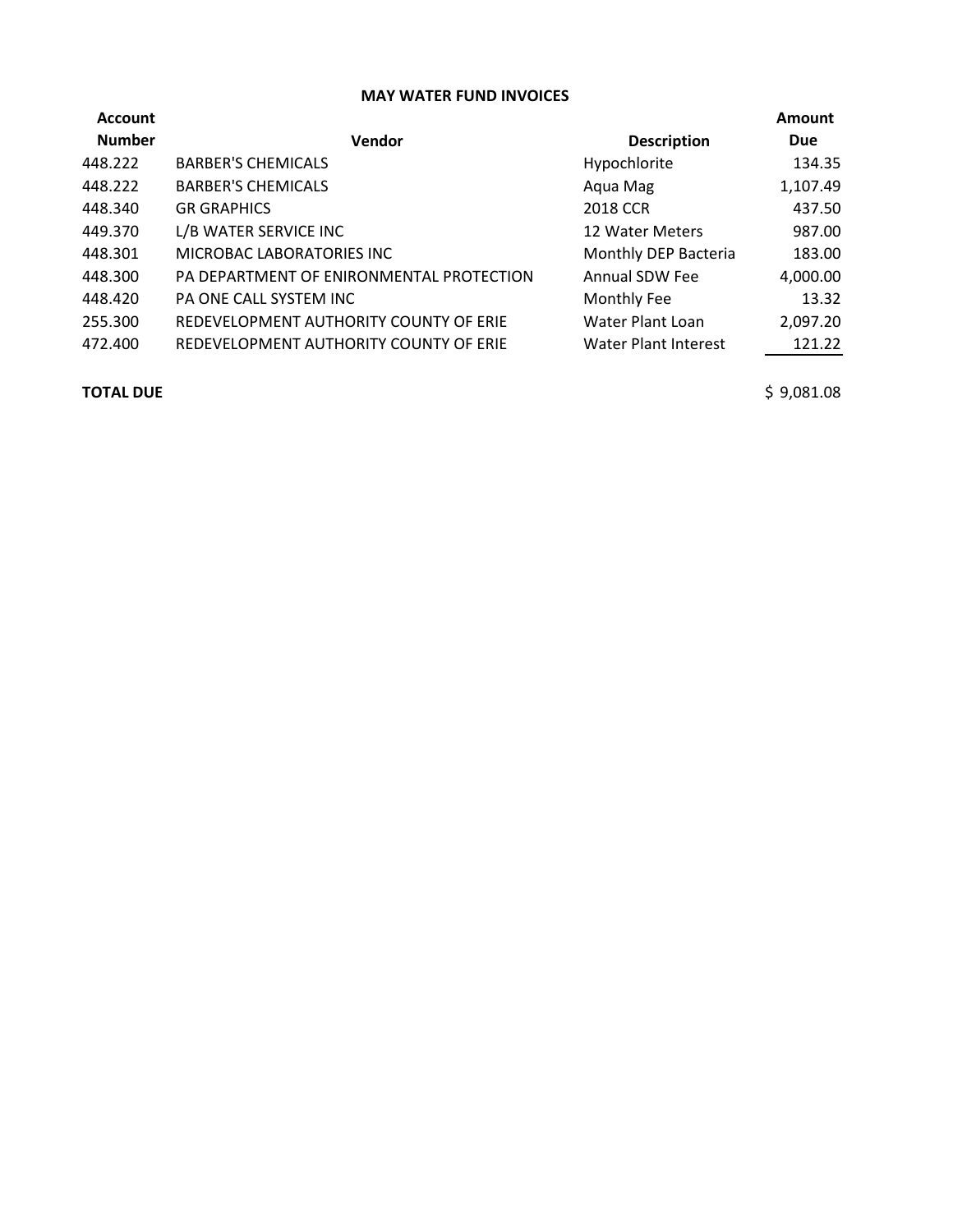**MAY WATER FUND INVOICES**

| Account Number | Vendor | Description | Amount Due |
|---|---|---|---|
| 448.222 | BARBER'S CHEMICALS | Hypochlorite | 134.35 |
| 448.222 | BARBER'S CHEMICALS | Aqua Mag | 1,107.49 |
| 448.340 | GR GRAPHICS | 2018 CCR | 437.50 |
| 449.370 | L/B WATER SERVICE INC | 12 Water Meters | 987.00 |
| 448.301 | MICROBAC LABORATORIES INC | Monthly DEP Bacteria | 183.00 |
| 448.300 | PA DEPARTMENT OF ENIRONMENTAL PROTECTION | Annual SDW Fee | 4,000.00 |
| 448.420 | PA ONE CALL SYSTEM INC | Monthly Fee | 13.32 |
| 255.300 | REDEVELOPMENT AUTHORITY COUNTY OF ERIE | Water Plant Loan | 2,097.20 |
| 472.400 | REDEVELOPMENT AUTHORITY COUNTY OF ERIE | Water Plant Interest | 121.22 |
| **TOTAL DUE** | | | $ 9,081.08 |